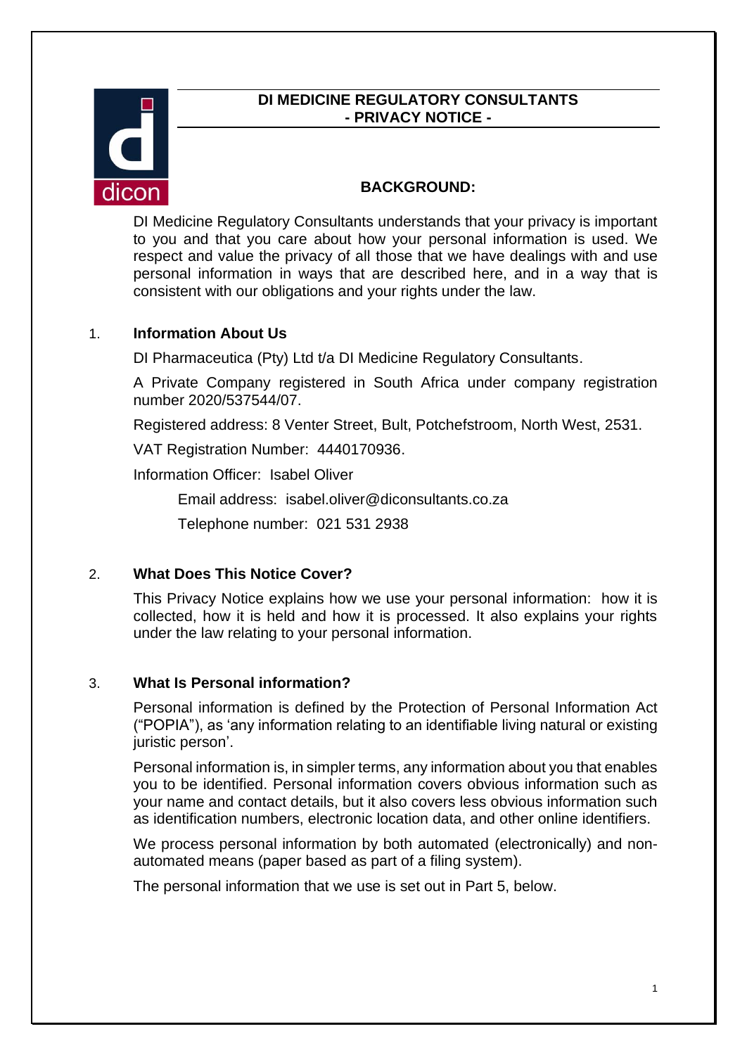# DI MEDICINE REGULATORY CONSULTANTS - PRIVACY NOTICE -

## BACKGROUND:

DI Medicine Regulatory Consultants understands that your privacy is important to you and that you care about how your personal information is used. We respect and value the privacy of all those that we have dealings with and use personal information in ways that are described here, and in a way that is consistent with our obligations and your rights under the law.

### 1. Information About Us

DI Pharmaceutica (Pty) Ltd t/a DI Medicine Regulatory Consultants.

A Private Company registered in South Africa under company registration number 2020/537544/07.

Registered address: 8 Venter Street, Bult, Potchefstroom, North West, 2531.

VAT Registration Number: 4440170936.

Information Officer: Isabel Oliver

Email address: isabel.oliver@diconsultants.co.za

Telephone number: 021 531 2938

### 2. What Does This Notice Cover?

This Privacy Notice explains how we use your personal information: how it is collected, how it is held and how it is processed. It also explains your rights under the law relating to your personal information.

### 3. What Is Personal information?

Personal information is defined by the Protection of Personal Information Act ("POPIA"), as 'any information relating to an identifiable living natural or existing juristic person'.

Personal information is, in simpler terms, any information about you that enables you to be identified. Personal information covers obvious information such as your name and contact details, but it also covers less obvious information such as identification numbers, electronic location data, and other online identifiers.

We process personal information by both automated (electronically) and non-automated means (paper based as part of a filing system).

The personal information that we use is set out in Part 5, below.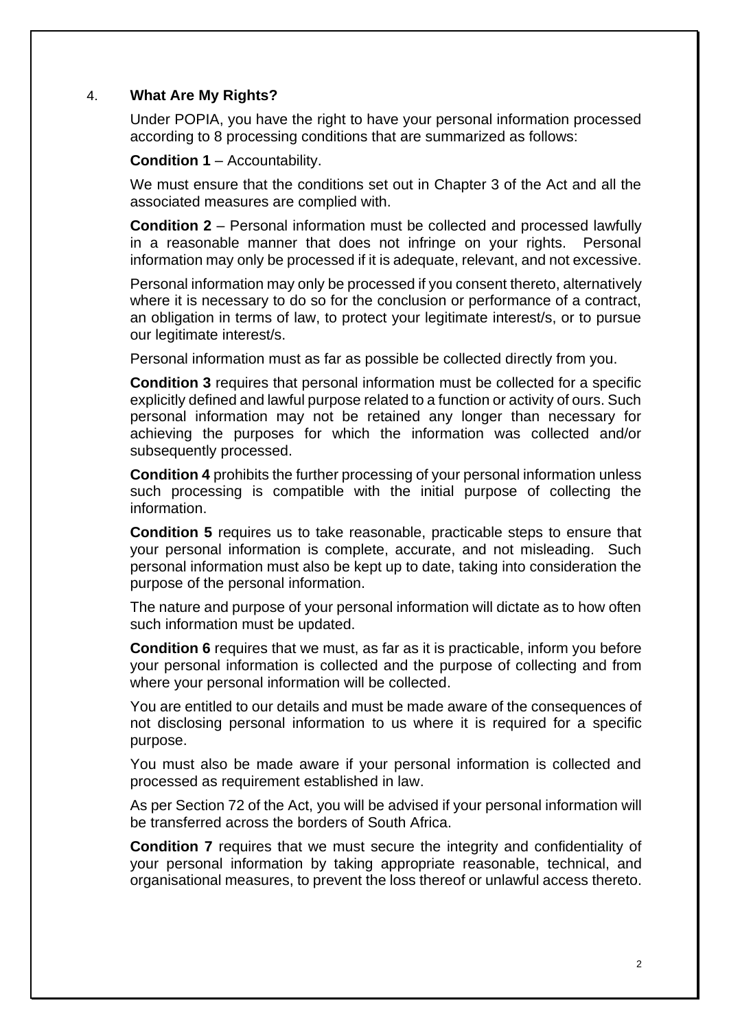## 4. **What Are My Rights?**

Under POPIA, you have the right to have your personal information processed according to 8 processing conditions that are summarized as follows:

**Condition 1** – Accountability.

We must ensure that the conditions set out in Chapter 3 of the Act and all the associated measures are complied with.

**Condition 2** – Personal information must be collected and processed lawfully in a reasonable manner that does not infringe on your rights. Personal information may only be processed if it is adequate, relevant, and not excessive.

Personal information may only be processed if you consent thereto, alternatively where it is necessary to do so for the conclusion or performance of a contract, an obligation in terms of law, to protect your legitimate interest/s, or to pursue our legitimate interest/s.

Personal information must as far as possible be collected directly from you.

**Condition 3** requires that personal information must be collected for a specific explicitly defined and lawful purpose related to a function or activity of ours. Such personal information may not be retained any longer than necessary for achieving the purposes for which the information was collected and/or subsequently processed.

**Condition 4** prohibits the further processing of your personal information unless such processing is compatible with the initial purpose of collecting the information.

**Condition 5** requires us to take reasonable, practicable steps to ensure that your personal information is complete, accurate, and not misleading. Such personal information must also be kept up to date, taking into consideration the purpose of the personal information.

The nature and purpose of your personal information will dictate as to how often such information must be updated.

**Condition 6** requires that we must, as far as it is practicable, inform you before your personal information is collected and the purpose of collecting and from where your personal information will be collected.

You are entitled to our details and must be made aware of the consequences of not disclosing personal information to us where it is required for a specific purpose.

You must also be made aware if your personal information is collected and processed as requirement established in law.

As per Section 72 of the Act, you will be advised if your personal information will be transferred across the borders of South Africa.

**Condition 7** requires that we must secure the integrity and confidentiality of your personal information by taking appropriate reasonable, technical, and organisational measures, to prevent the loss thereof or unlawful access thereto.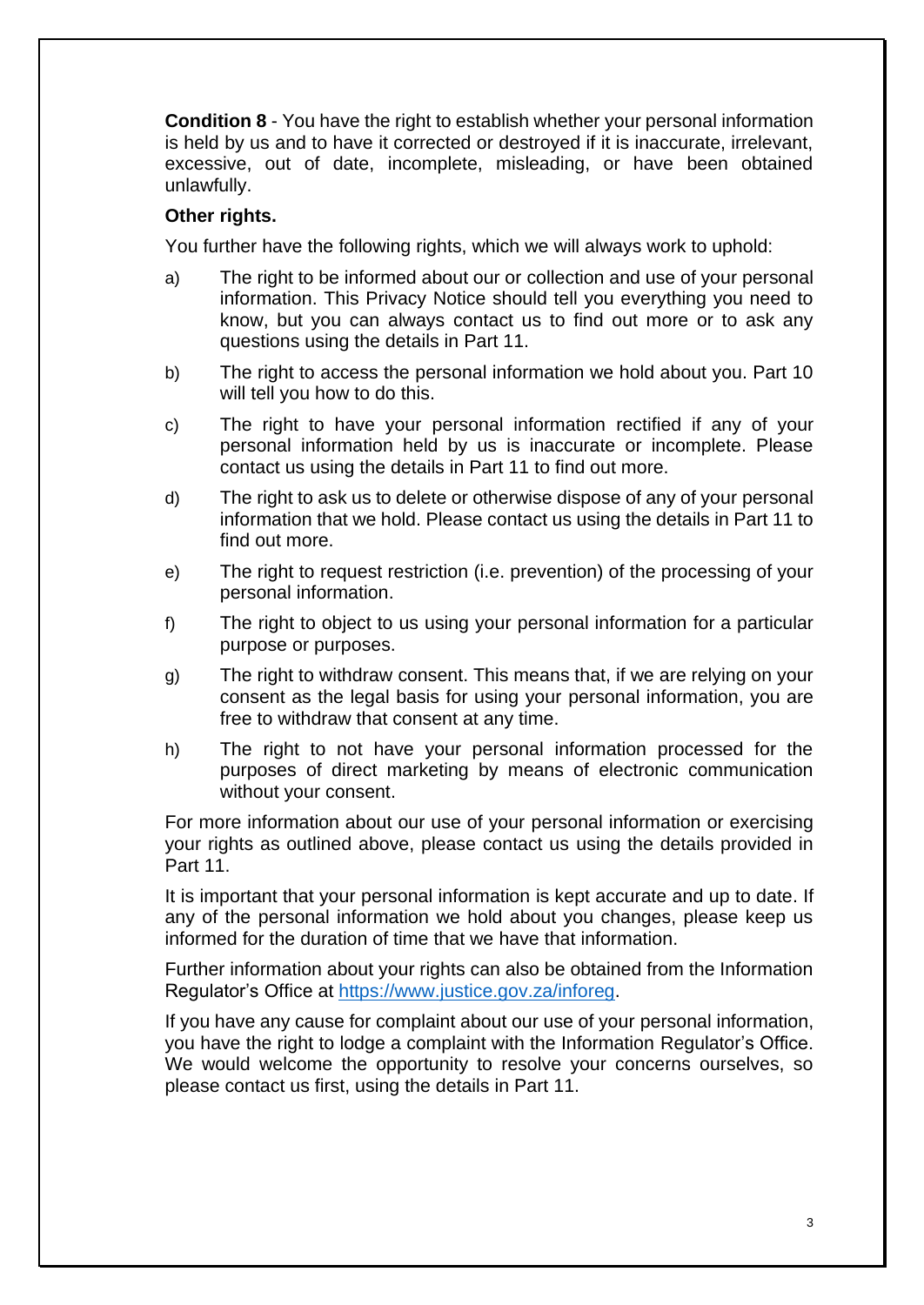**Condition 8** - You have the right to establish whether your personal information is held by us and to have it corrected or destroyed if it is inaccurate, irrelevant, excessive, out of date, incomplete, misleading, or have been obtained unlawfully.

**Other rights.**

You further have the following rights, which we will always work to uphold:

a) The right to be informed about our or collection and use of your personal information. This Privacy Notice should tell you everything you need to know, but you can always contact us to find out more or to ask any questions using the details in Part 11.

b) The right to access the personal information we hold about you. Part 10 will tell you how to do this.

c) The right to have your personal information rectified if any of your personal information held by us is inaccurate or incomplete. Please contact us using the details in Part 11 to find out more.

d) The right to ask us to delete or otherwise dispose of any of your personal information that we hold. Please contact us using the details in Part 11 to find out more.

e) The right to request restriction (i.e. prevention) of the processing of your personal information.

f) The right to object to us using your personal information for a particular purpose or purposes.

g) The right to withdraw consent. This means that, if we are relying on your consent as the legal basis for using your personal information, you are free to withdraw that consent at any time.

h) The right to not have your personal information processed for the purposes of direct marketing by means of electronic communication without your consent.

For more information about our use of your personal information or exercising your rights as outlined above, please contact us using the details provided in Part 11.

It is important that your personal information is kept accurate and up to date. If any of the personal information we hold about you changes, please keep us informed for the duration of time that we have that information.

Further information about your rights can also be obtained from the Information Regulator's Office at https://www.justice.gov.za/inforeg.

If you have any cause for complaint about our use of your personal information, you have the right to lodge a complaint with the Information Regulator's Office. We would welcome the opportunity to resolve your concerns ourselves, so please contact us first, using the details in Part 11.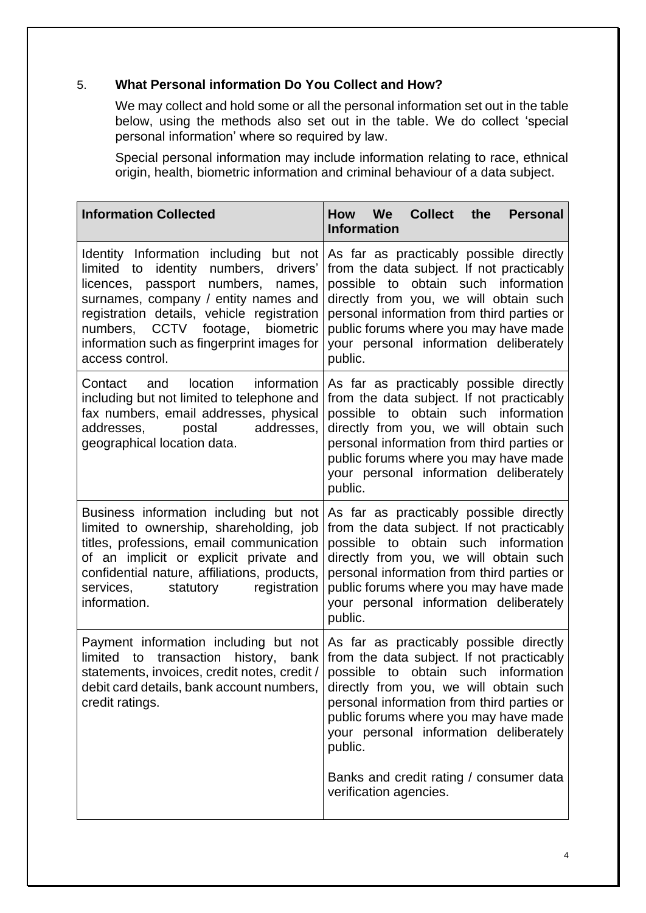## 5. What Personal information Do You Collect and How?

We may collect and hold some or all the personal information set out in the table below, using the methods also set out in the table. We do collect 'special personal information' where so required by law.

Special personal information may include information relating to race, ethnical origin, health, biometric information and criminal behaviour of a data subject.

| Information Collected | How We Collect the Personal Information |
|---|---|
| Identity Information including but not limited to identity numbers, drivers' licences, passport numbers, names, surnames, company / entity names and registration details, vehicle registration numbers, CCTV footage, biometric information such as fingerprint images for access control. | As far as practicably possible directly from the data subject. If not practicably possible to obtain such information directly from you, we will obtain such personal information from third parties or public forums where you may have made your personal information deliberately public. |
| Contact and location information including but not limited to telephone and fax numbers, email addresses, physical addresses, postal addresses, geographical location data. | As far as practicably possible directly from the data subject. If not practicably possible to obtain such information directly from you, we will obtain such personal information from third parties or public forums where you may have made your personal information deliberately public. |
| Business information including but not limited to ownership, shareholding, job titles, professions, email communication of an implicit or explicit private and confidential nature, affiliations, products, services, statutory registration information. | As far as practicably possible directly from the data subject. If not practicably possible to obtain such information directly from you, we will obtain such personal information from third parties or public forums where you may have made your personal information deliberately public. |
| Payment information including but not limited to transaction history, bank statements, invoices, credit notes, credit / debit card details, bank account numbers, credit ratings. | As far as practicably possible directly from the data subject. If not practicably possible to obtain such information directly from you, we will obtain such personal information from third parties or public forums where you may have made your personal information deliberately public.<br><br>Banks and credit rating / consumer data verification agencies. |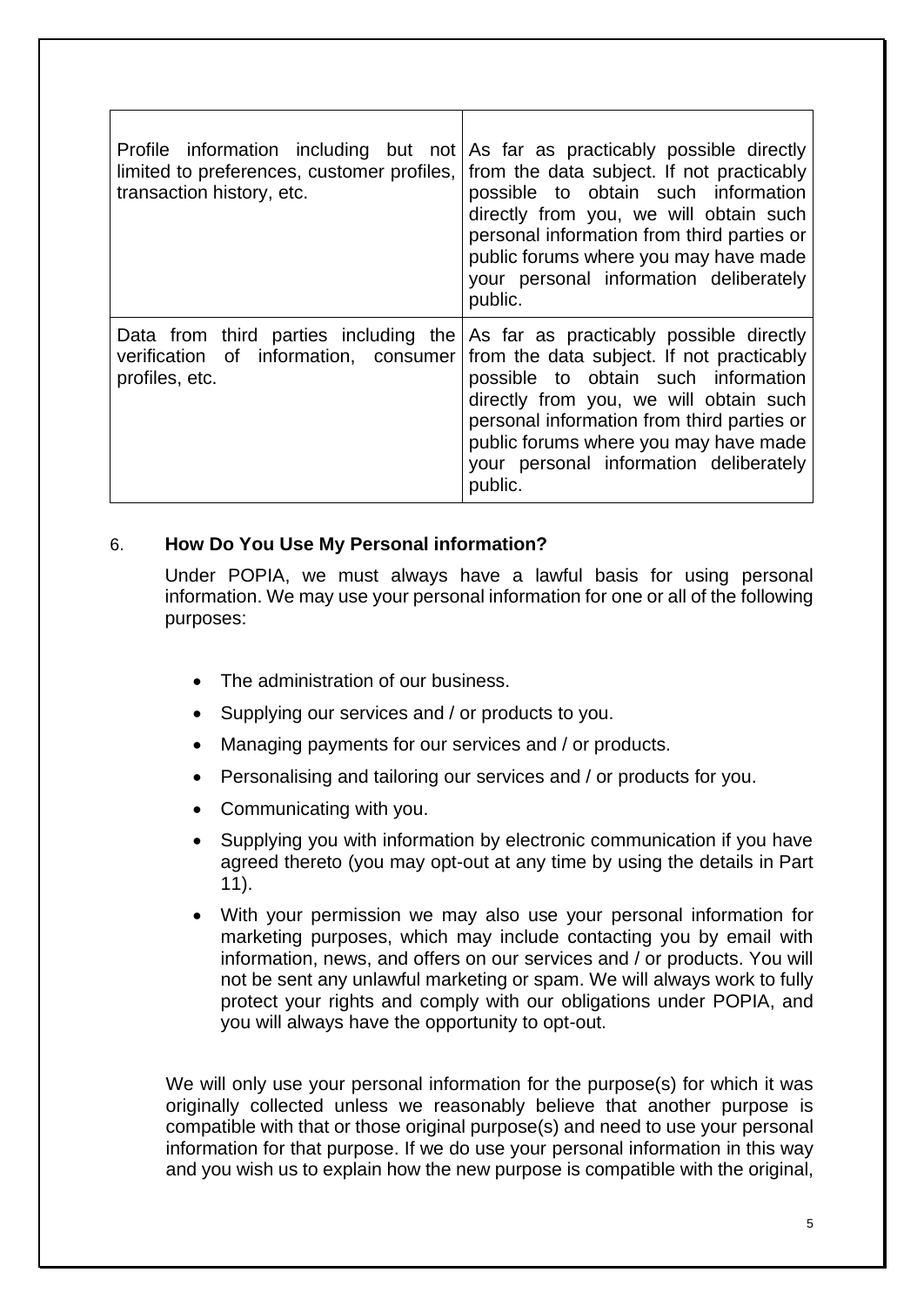| | |
|---|---|
| Profile information including but not limited to preferences, customer profiles, transaction history, etc. | As far as practicably possible directly from the data subject. If not practicably possible to obtain such information directly from you, we will obtain such personal information from third parties or public forums where you may have made your personal information deliberately public. |
| Data from third parties including the verification of information, consumer profiles, etc. | As far as practicably possible directly from the data subject. If not practicably possible to obtain such information directly from you, we will obtain such personal information from third parties or public forums where you may have made your personal information deliberately public. |

## 6. How Do You Use My Personal information?

Under POPIA, we must always have a lawful basis for using personal information. We may use your personal information for one or all of the following purposes:

- The administration of our business.
- Supplying our services and / or products to you.
- Managing payments for our services and / or products.
- Personalising and tailoring our services and / or products for you.
- Communicating with you.
- Supplying you with information by electronic communication if you have agreed thereto (you may opt-out at any time by using the details in Part 11).
- With your permission we may also use your personal information for marketing purposes, which may include contacting you by email with information, news, and offers on our services and / or products. You will not be sent any unlawful marketing or spam. We will always work to fully protect your rights and comply with our obligations under POPIA, and you will always have the opportunity to opt-out.

We will only use your personal information for the purpose(s) for which it was originally collected unless we reasonably believe that another purpose is compatible with that or those original purpose(s) and need to use your personal information for that purpose. If we do use your personal information in this way and you wish us to explain how the new purpose is compatible with the original,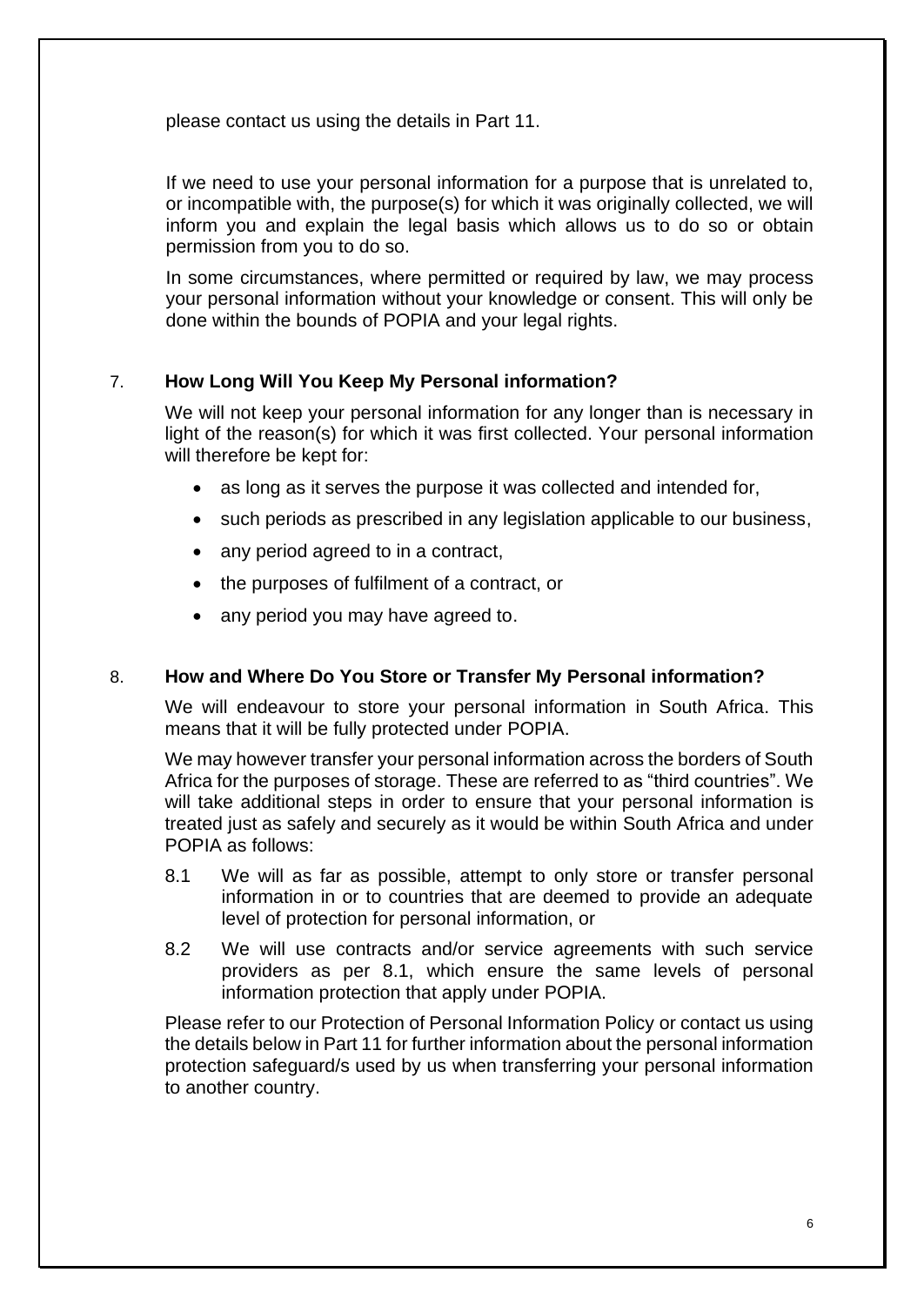please contact us using the details in Part 11.

If we need to use your personal information for a purpose that is unrelated to, or incompatible with, the purpose(s) for which it was originally collected, we will inform you and explain the legal basis which allows us to do so or obtain permission from you to do so.

In some circumstances, where permitted or required by law, we may process your personal information without your knowledge or consent. This will only be done within the bounds of POPIA and your legal rights.

## 7. **How Long Will You Keep My Personal information?**

We will not keep your personal information for any longer than is necessary in light of the reason(s) for which it was first collected. Your personal information will therefore be kept for:

- as long as it serves the purpose it was collected and intended for,
- such periods as prescribed in any legislation applicable to our business,
- any period agreed to in a contract,
- the purposes of fulfilment of a contract, or
- any period you may have agreed to.

## 8. **How and Where Do You Store or Transfer My Personal information?**

We will endeavour to store your personal information in South Africa. This means that it will be fully protected under POPIA.

We may however transfer your personal information across the borders of South Africa for the purposes of storage. These are referred to as "third countries". We will take additional steps in order to ensure that your personal information is treated just as safely and securely as it would be within South Africa and under POPIA as follows:

8.1 We will as far as possible, attempt to only store or transfer personal information in or to countries that are deemed to provide an adequate level of protection for personal information, or

8.2 We will use contracts and/or service agreements with such service providers as per 8.1, which ensure the same levels of personal information protection that apply under POPIA.

Please refer to our Protection of Personal Information Policy or contact us using the details below in Part 11 for further information about the personal information protection safeguard/s used by us when transferring your personal information to another country.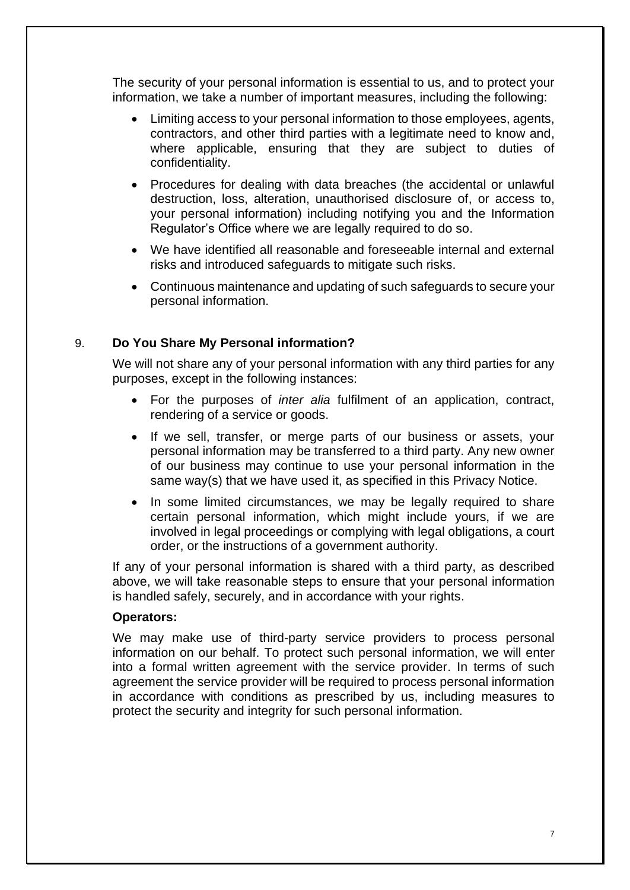The security of your personal information is essential to us, and to protect your information, we take a number of important measures, including the following:

- Limiting access to your personal information to those employees, agents, contractors, and other third parties with a legitimate need to know and, where applicable, ensuring that they are subject to duties of confidentiality.
- Procedures for dealing with data breaches (the accidental or unlawful destruction, loss, alteration, unauthorised disclosure of, or access to, your personal information) including notifying you and the Information Regulator's Office where we are legally required to do so.
- We have identified all reasonable and foreseeable internal and external risks and introduced safeguards to mitigate such risks.
- Continuous maintenance and updating of such safeguards to secure your personal information.

## 9. Do You Share My Personal information?

We will not share any of your personal information with any third parties for any purposes, except in the following instances:

- For the purposes of *inter alia* fulfilment of an application, contract, rendering of a service or goods.
- If we sell, transfer, or merge parts of our business or assets, your personal information may be transferred to a third party. Any new owner of our business may continue to use your personal information in the same way(s) that we have used it, as specified in this Privacy Notice.
- In some limited circumstances, we may be legally required to share certain personal information, which might include yours, if we are involved in legal proceedings or complying with legal obligations, a court order, or the instructions of a government authority.

If any of your personal information is shared with a third party, as described above, we will take reasonable steps to ensure that your personal information is handled safely, securely, and in accordance with your rights.

**Operators:**

We may make use of third-party service providers to process personal information on our behalf. To protect such personal information, we will enter into a formal written agreement with the service provider. In terms of such agreement the service provider will be required to process personal information in accordance with conditions as prescribed by us, including measures to protect the security and integrity for such personal information.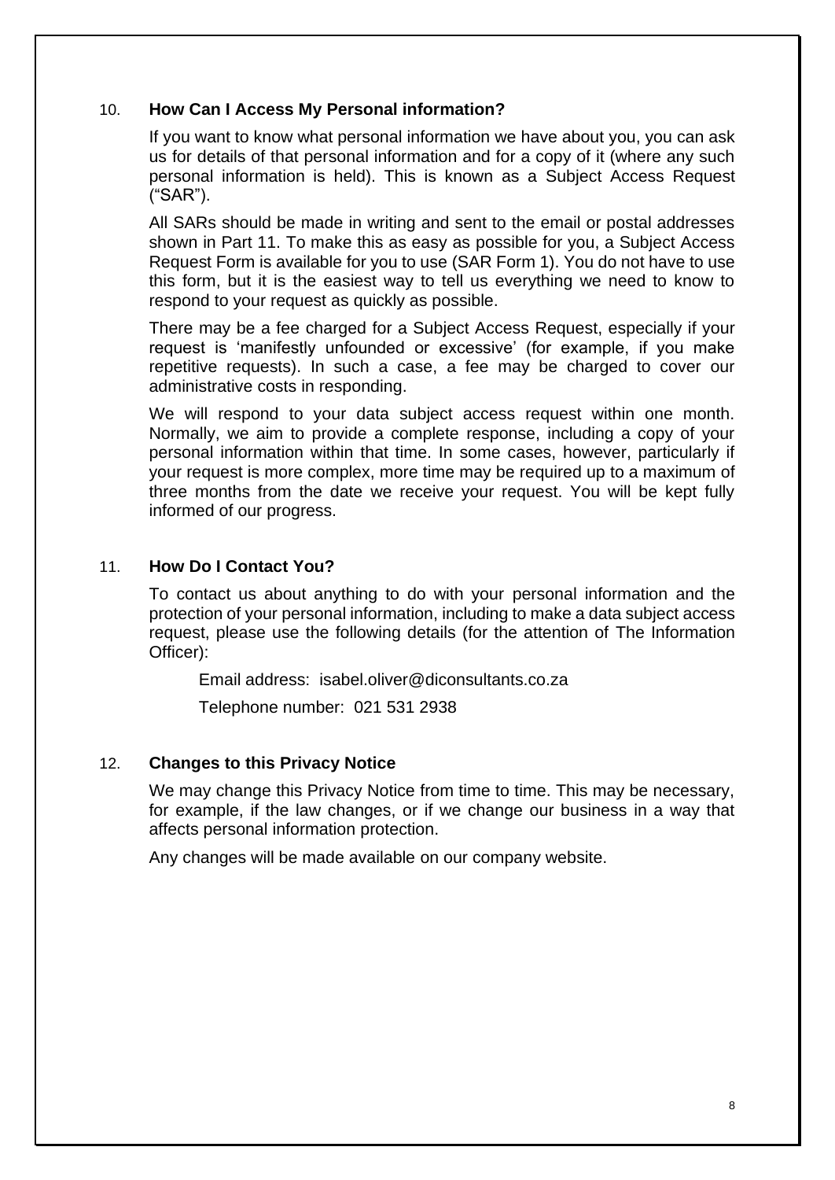## 10. How Can I Access My Personal information?

If you want to know what personal information we have about you, you can ask us for details of that personal information and for a copy of it (where any such personal information is held). This is known as a Subject Access Request ("SAR").

All SARs should be made in writing and sent to the email or postal addresses shown in Part 11. To make this as easy as possible for you, a Subject Access Request Form is available for you to use (SAR Form 1). You do not have to use this form, but it is the easiest way to tell us everything we need to know to respond to your request as quickly as possible.

There may be a fee charged for a Subject Access Request, especially if your request is 'manifestly unfounded or excessive' (for example, if you make repetitive requests). In such a case, a fee may be charged to cover our administrative costs in responding.

We will respond to your data subject access request within one month. Normally, we aim to provide a complete response, including a copy of your personal information within that time. In some cases, however, particularly if your request is more complex, more time may be required up to a maximum of three months from the date we receive your request. You will be kept fully informed of our progress.

## 11. How Do I Contact You?

To contact us about anything to do with your personal information and the protection of your personal information, including to make a data subject access request, please use the following details (for the attention of The Information Officer):

Email address: isabel.oliver@diconsultants.co.za

Telephone number: 021 531 2938

## 12. Changes to this Privacy Notice

We may change this Privacy Notice from time to time. This may be necessary, for example, if the law changes, or if we change our business in a way that affects personal information protection.

Any changes will be made available on our company website.